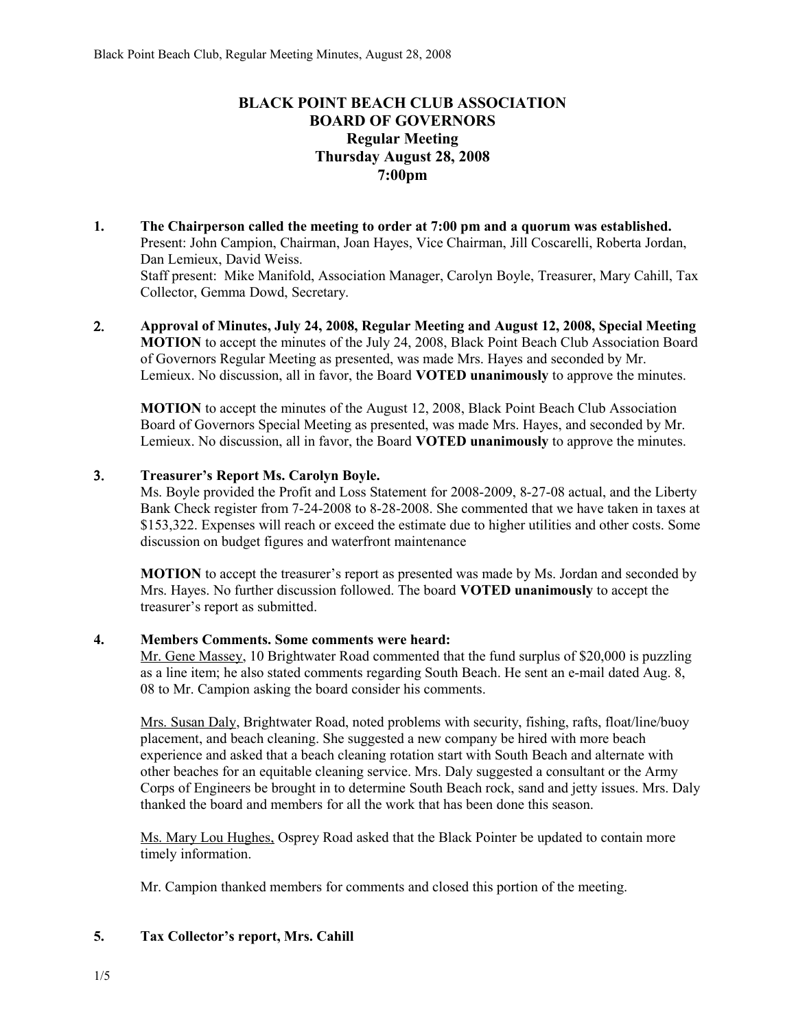# BLACK POINT BEACH CLUB ASSOCIATION
## BOARD OF GOVERNORS
### Regular Meeting
### Thursday August 28, 2008
### 7:00pm

1. **The Chairperson called the meeting to order at 7:00 pm and a quorum was established.**
   Present: John Campion, Chairman, Joan Hayes, Vice Chairman, Jill Coscarelli, Roberta Jordan, Dan Lemieux, David Weiss.
   Staff present: Mike Manifold, Association Manager, Carolyn Boyle, Treasurer, Mary Cahill, Tax Collector, Gemma Dowd, Secretary.

2. **Approval of Minutes, July 24, 2008, Regular Meeting and August 12, 2008, Special Meeting**
   **MOTION** to accept the minutes of the July 24, 2008, Black Point Beach Club Association Board of Governors Regular Meeting as presented, was made Mrs. Hayes and seconded by Mr. Lemieux. No discussion, all in favor, the Board **VOTED unanimously** to approve the minutes.

   **MOTION** to accept the minutes of the August 12, 2008, Black Point Beach Club Association Board of Governors Special Meeting as presented, was made Mrs. Hayes, and seconded by Mr. Lemieux. No discussion, all in favor, the Board **VOTED unanimously** to approve the minutes.

3. **Treasurer's Report Ms. Carolyn Boyle.**
   Ms. Boyle provided the Profit and Loss Statement for 2008-2009, 8-27-08 actual, and the Liberty Bank Check register from 7-24-2008 to 8-28-2008. She commented that we have taken in taxes at $153,322. Expenses will reach or exceed the estimate due to higher utilities and other costs. Some discussion on budget figures and waterfront maintenance

   **MOTION** to accept the treasurer's report as presented was made by Ms. Jordan and seconded by Mrs. Hayes. No further discussion followed. The board **VOTED unanimously** to accept the treasurer's report as submitted.

4. **Members Comments. Some comments were heard:**
   Mr. Gene Massey, 10 Brightwater Road commented that the fund surplus of $20,000 is puzzling as a line item; he also stated comments regarding South Beach. He sent an e-mail dated Aug. 8, 08 to Mr. Campion asking the board consider his comments.

   Mrs. Susan Daly, Brightwater Road, noted problems with security, fishing, rafts, float/line/buoy placement, and beach cleaning. She suggested a new company be hired with more beach experience and asked that a beach cleaning rotation start with South Beach and alternate with other beaches for an equitable cleaning service. Mrs. Daly suggested a consultant or the Army Corps of Engineers be brought in to determine South Beach rock, sand and jetty issues. Mrs. Daly thanked the board and members for all the work that has been done this season.

   Ms. Mary Lou Hughes, Osprey Road asked that the Black Pointer be updated to contain more timely information.

   Mr. Campion thanked members for comments and closed this portion of the meeting.

5. **Tax Collector's report, Mrs. Cahill**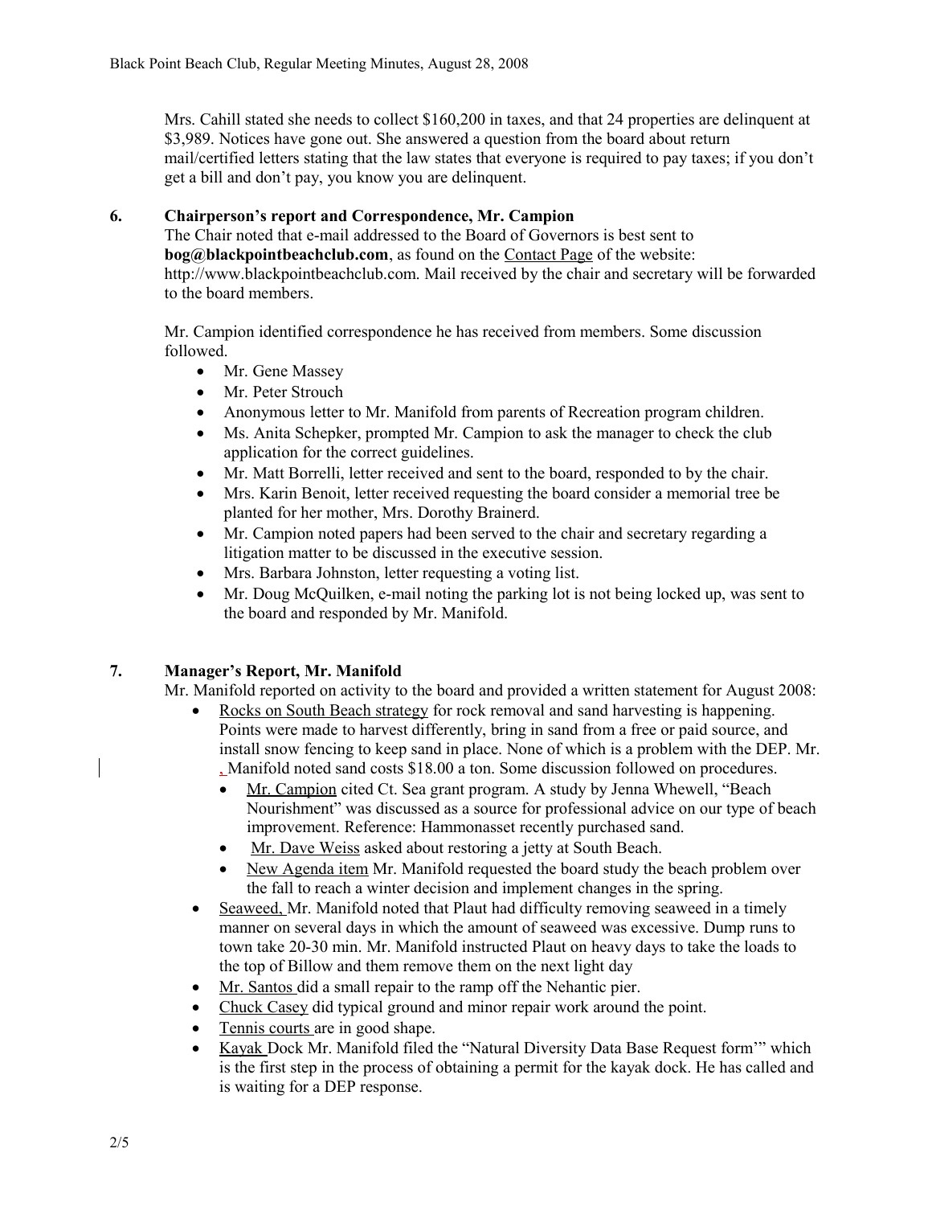Mrs. Cahill stated she needs to collect $160,200 in taxes, and that 24 properties are delinquent at $3,989. Notices have gone out. She answered a question from the board about return mail/certified letters stating that the law states that everyone is required to pay taxes; if you don't get a bill and don't pay, you know you are delinquent.

## 6. Chairperson's report and Correspondence, Mr. Campion

The Chair noted that e-mail addressed to the Board of Governors is best sent to **bog@blackpointbeachclub.com**, as found on the Contact Page of the website: http://www.blackpointbeachclub.com. Mail received by the chair and secretary will be forwarded to the board members.

Mr. Campion identified correspondence he has received from members. Some discussion followed.

- Mr. Gene Massey
- Mr. Peter Strouch
- Anonymous letter to Mr. Manifold from parents of Recreation program children.
- Ms. Anita Schepker, prompted Mr. Campion to ask the manager to check the club application for the correct guidelines.
- Mr. Matt Borrelli, letter received and sent to the board, responded to by the chair.
- Mrs. Karin Benoit, letter received requesting the board consider a memorial tree be planted for her mother, Mrs. Dorothy Brainerd.
- Mr. Campion noted papers had been served to the chair and secretary regarding a litigation matter to be discussed in the executive session.
- Mrs. Barbara Johnston, letter requesting a voting list.
- Mr. Doug McQuilken, e-mail noting the parking lot is not being locked up, was sent to the board and responded by Mr. Manifold.

## 7. Manager's Report, Mr. Manifold

Mr. Manifold reported on activity to the board and provided a written statement for August 2008:

- Rocks on South Beach strategy for rock removal and sand harvesting is happening. Points were made to harvest differently, bring in sand from a free or paid source, and install snow fencing to keep sand in place. None of which is a problem with the DEP. Mr. , Manifold noted sand costs $18.00 a ton. Some discussion followed on procedures.
  - Mr. Campion cited Ct. Sea grant program. A study by Jenna Whewell, "Beach Nourishment" was discussed as a source for professional advice on our type of beach improvement. Reference: Hammonasset recently purchased sand.
  - Mr. Dave Weiss asked about restoring a jetty at South Beach.
  - New Agenda item Mr. Manifold requested the board study the beach problem over the fall to reach a winter decision and implement changes in the spring.
- Seaweed, Mr. Manifold noted that Plaut had difficulty removing seaweed in a timely manner on several days in which the amount of seaweed was excessive. Dump runs to town take 20-30 min. Mr. Manifold instructed Plaut on heavy days to take the loads to the top of Billow and them remove them on the next light day
- Mr. Santos did a small repair to the ramp off the Nehantic pier.
- Chuck Casey did typical ground and minor repair work around the point.
- Tennis courts are in good shape.
- Kayak Dock Mr. Manifold filed the "Natural Diversity Data Base Request form'" which is the first step in the process of obtaining a permit for the kayak dock. He has called and is waiting for a DEP response.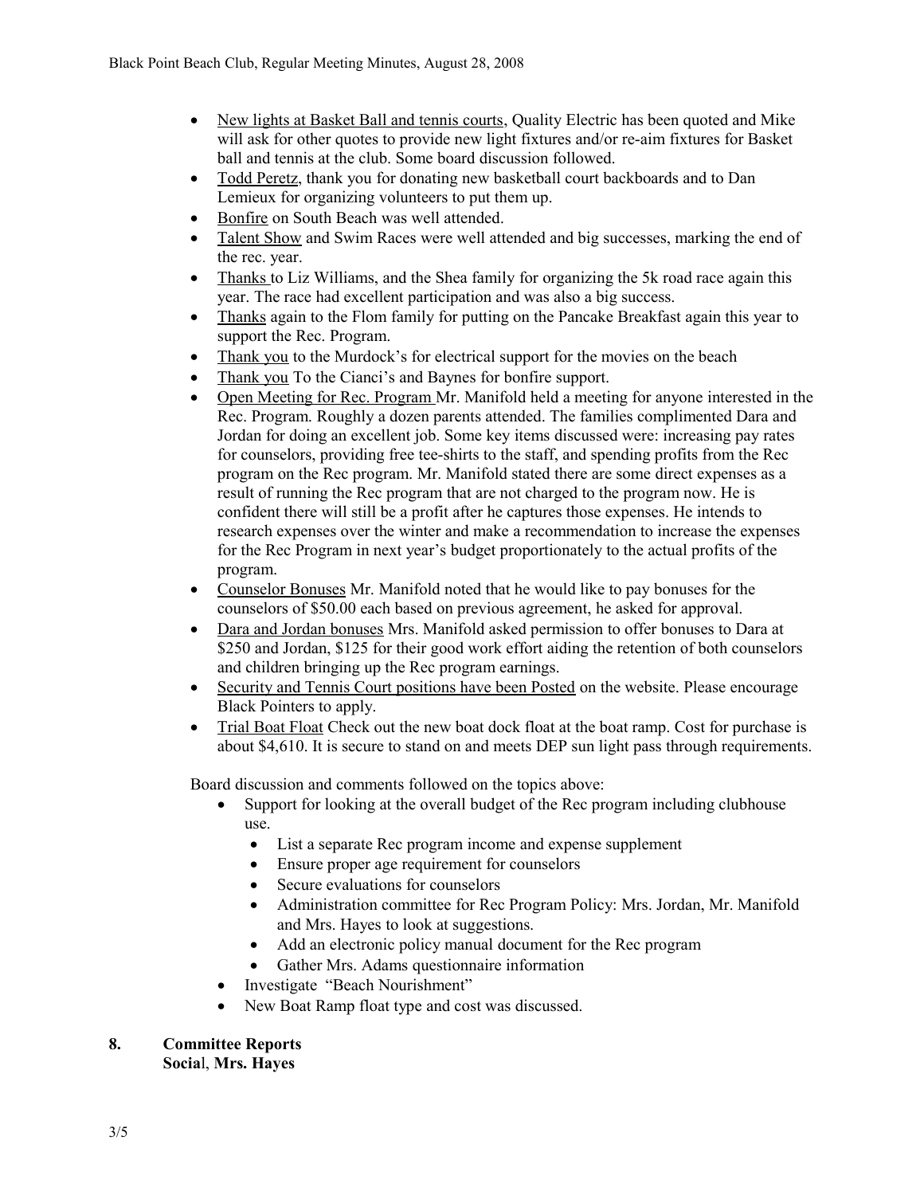- <u>New lights at Basket Ball and tennis courts</u>, Quality Electric has been quoted and Mike will ask for other quotes to provide new light fixtures and/or re-aim fixtures for Basket ball and tennis at the club. Some board discussion followed.
- <u>Todd Peretz</u>, thank you for donating new basketball court backboards and to Dan Lemieux for organizing volunteers to put them up.
- <u>Bonfire</u> on South Beach was well attended.
- <u>Talent Show</u> and Swim Races were well attended and big successes, marking the end of the rec. year.
- <u>Thanks</u> to Liz Williams, and the Shea family for organizing the 5k road race again this year. The race had excellent participation and was also a big success.
- <u>Thanks</u> again to the Flom family for putting on the Pancake Breakfast again this year to support the Rec. Program.
- <u>Thank you</u> to the Murdock's for electrical support for the movies on the beach
- <u>Thank you</u> To the Cianci's and Baynes for bonfire support.
- <u>Open Meeting for Rec. Program</u> Mr. Manifold held a meeting for anyone interested in the Rec. Program. Roughly a dozen parents attended. The families complimented Dara and Jordan for doing an excellent job. Some key items discussed were: increasing pay rates for counselors, providing free tee-shirts to the staff, and spending profits from the Rec program on the Rec program. Mr. Manifold stated there are some direct expenses as a result of running the Rec program that are not charged to the program now. He is confident there will still be a profit after he captures those expenses. He intends to research expenses over the winter and make a recommendation to increase the expenses for the Rec Program in next year's budget proportionately to the actual profits of the program.
- <u>Counselor Bonuses</u> Mr. Manifold noted that he would like to pay bonuses for the counselors of $50.00 each based on previous agreement, he asked for approval.
- <u>Dara and Jordan bonuses</u> Mrs. Manifold asked permission to offer bonuses to Dara at $250 and Jordan, $125 for their good work effort aiding the retention of both counselors and children bringing up the Rec program earnings.
- <u>Security and Tennis Court positions have been Posted</u> on the website. Please encourage Black Pointers to apply.
- <u>Trial Boat Float</u> Check out the new boat dock float at the boat ramp. Cost for purchase is about $4,610. It is secure to stand on and meets DEP sun light pass through requirements.

Board discussion and comments followed on the topics above:

- Support for looking at the overall budget of the Rec program including clubhouse use.
  - List a separate Rec program income and expense supplement
  - Ensure proper age requirement for counselors
  - Secure evaluations for counselors
  - Administration committee for Rec Program Policy: Mrs. Jordan, Mr. Manifold and Mrs. Hayes to look at suggestions.
  - Add an electronic policy manual document for the Rec program
  - Gather Mrs. Adams questionnaire information
- Investigate "Beach Nourishment"
- New Boat Ramp float type and cost was discussed.

**8. Committee Reports**

**Social, Mrs. Hayes**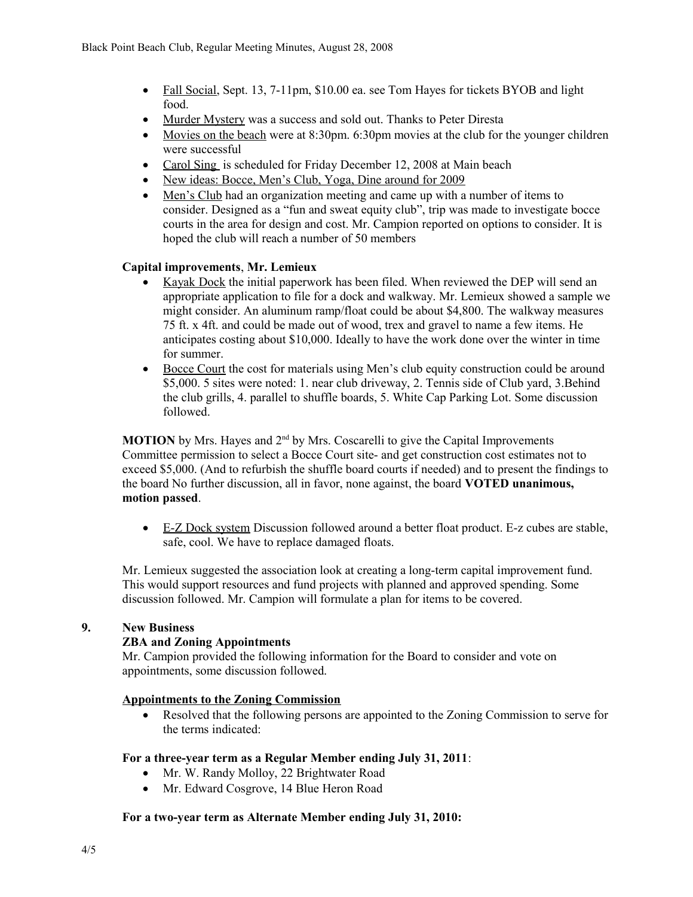- Fall Social, Sept. 13, 7-11pm, $10.00 ea. see Tom Hayes for tickets BYOB and light food.
- Murder Mystery was a success and sold out. Thanks to Peter Diresta
- Movies on the beach were at 8:30pm. 6:30pm movies at the club for the younger children were successful
- Carol Sing is scheduled for Friday December 12, 2008 at Main beach
- New ideas: Bocce, Men's Club, Yoga, Dine around for 2009
- Men's Club had an organization meeting and came up with a number of items to consider. Designed as a "fun and sweat equity club", trip was made to investigate bocce courts in the area for design and cost. Mr. Campion reported on options to consider. It is hoped the club will reach a number of 50 members

**Capital improvements**, **Mr. Lemieux**

- Kayak Dock the initial paperwork has been filed. When reviewed the DEP will send an appropriate application to file for a dock and walkway. Mr. Lemieux showed a sample we might consider. An aluminum ramp/float could be about $4,800. The walkway measures 75 ft. x 4ft. and could be made out of wood, trex and gravel to name a few items. He anticipates costing about $10,000. Ideally to have the work done over the winter in time for summer.
- Bocce Court the cost for materials using Men's club equity construction could be around $5,000. 5 sites were noted: 1. near club driveway, 2. Tennis side of Club yard, 3.Behind the club grills, 4. parallel to shuffle boards, 5. White Cap Parking Lot. Some discussion followed.

**MOTION** by Mrs. Hayes and 2nd by Mrs. Coscarelli to give the Capital Improvements Committee permission to select a Bocce Court site- and get construction cost estimates not to exceed $5,000. (And to refurbish the shuffle board courts if needed) and to present the findings to the board No further discussion, all in favor, none against, the board **VOTED unanimous, motion passed**.

- E-Z Dock system Discussion followed around a better float product. E-z cubes are stable, safe, cool. We have to replace damaged floats.

Mr. Lemieux suggested the association look at creating a long-term capital improvement fund. This would support resources and fund projects with planned and approved spending. Some discussion followed. Mr. Campion will formulate a plan for items to be covered.

## 9. New Business

### ZBA and Zoning Appointments

Mr. Campion provided the following information for the Board to consider and vote on appointments, some discussion followed.

**Appointments to the Zoning Commission**

- Resolved that the following persons are appointed to the Zoning Commission to serve for the terms indicated:

**For a three-year term as a Regular Member ending July 31, 2011**:

- Mr. W. Randy Molloy, 22 Brightwater Road
- Mr. Edward Cosgrove, 14 Blue Heron Road

**For a two-year term as Alternate Member ending July 31, 2010:**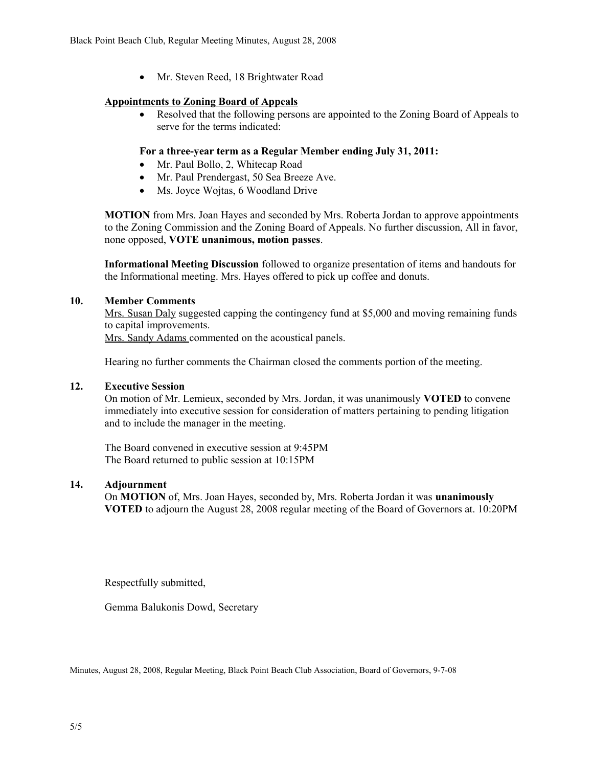- Mr. Steven Reed, 18 Brightwater Road

**Appointments to Zoning Board of Appeals**

- Resolved that the following persons are appointed to the Zoning Board of Appeals to serve for the terms indicated:

**For a three-year term as a Regular Member ending July 31, 2011:**

- Mr. Paul Bollo, 2, Whitecap Road
- Mr. Paul Prendergast, 50 Sea Breeze Ave.
- Ms. Joyce Wojtas, 6 Woodland Drive

**MOTION** from Mrs. Joan Hayes and seconded by Mrs. Roberta Jordan to approve appointments to the Zoning Commission and the Zoning Board of Appeals. No further discussion, All in favor, none opposed, **VOTE unanimous, motion passes**.

**Informational Meeting Discussion** followed to organize presentation of items and handouts for the Informational meeting. Mrs. Hayes offered to pick up coffee and donuts.

**10. Member Comments**

Mrs. Susan Daly suggested capping the contingency fund at $5,000 and moving remaining funds to capital improvements.
Mrs. Sandy Adams commented on the acoustical panels.

Hearing no further comments the Chairman closed the comments portion of the meeting.

**12. Executive Session**

On motion of Mr. Lemieux, seconded by Mrs. Jordan, it was unanimously **VOTED** to convene immediately into executive session for consideration of matters pertaining to pending litigation and to include the manager in the meeting.

The Board convened in executive session at 9:45PM
The Board returned to public session at 10:15PM

**14. Adjournment**

On **MOTION** of, Mrs. Joan Hayes, seconded by, Mrs. Roberta Jordan it was **unanimously VOTED** to adjourn the August 28, 2008 regular meeting of the Board of Governors at. 10:20PM

Respectfully submitted,

Gemma Balukonis Dowd, Secretary

Minutes, August 28, 2008, Regular Meeting, Black Point Beach Club Association, Board of Governors, 9-7-08